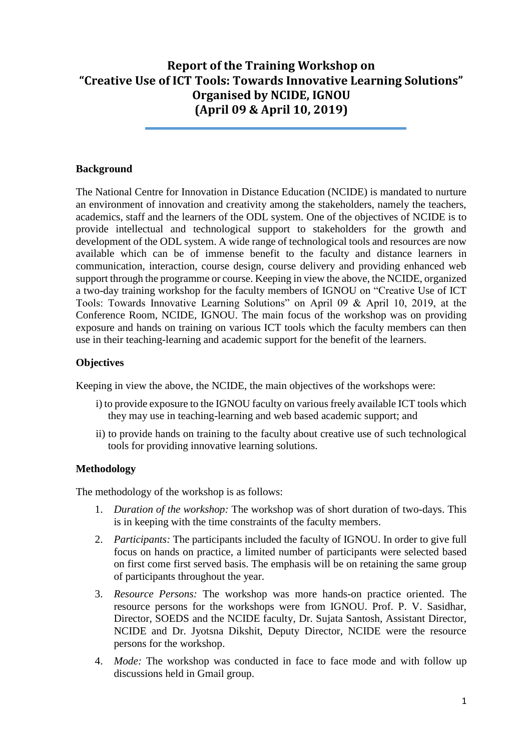# Report of the Training Workshop on "Creative Use of ICT Tools: Towards Innovative Learning Solutions" Organised by NCIDE, IGNOU (April 09 & April 10, 2019)

### Background

The National Centre for Innovation in Distance Education (NCIDE) is mandated to nurture an environment of innovation and creativity among the stakeholders, namely the teachers, academics, staff and the learners of the ODL system. One of the objectives of NCIDE is to provide intellectual and technological support to stakeholders for the growth and development of the ODL system. A wide range of technological tools and resources are now available which can be of immense benefit to the faculty and distance learners in communication, interaction, course design, course delivery and providing enhanced web support through the programme or course. Keeping in view the above, the NCIDE, organized a two-day training workshop for the faculty members of IGNOU on "Creative Use of ICT Tools: Towards Innovative Learning Solutions" on April 09 & April 10, 2019, at the Conference Room, NCIDE, IGNOU. The main focus of the workshop was on providing exposure and hands on training on various ICT tools which the faculty members can then use in their teaching-learning and academic support for the benefit of the learners.

### Objectives

Keeping in view the above, the NCIDE, the main objectives of the workshops were:

i) to provide exposure to the IGNOU faculty on various freely available ICT tools which they may use in teaching-learning and web based academic support; and

ii) to provide hands on training to the faculty about creative use of such technological tools for providing innovative learning solutions.

### Methodology

The methodology of the workshop is as follows:

1. *Duration of the workshop:* The workshop was of short duration of two-days. This is in keeping with the time constraints of the faculty members.
2. *Participants:* The participants included the faculty of IGNOU. In order to give full focus on hands on practice, a limited number of participants were selected based on first come first served basis. The emphasis will be on retaining the same group of participants throughout the year.
3. *Resource Persons:* The workshop was more hands-on practice oriented. The resource persons for the workshops were from IGNOU. Prof. P. V. Sasidhar, Director, SOEDS and the NCIDE faculty, Dr. Sujata Santosh, Assistant Director, NCIDE and Dr. Jyotsna Dikshit, Deputy Director, NCIDE were the resource persons for the workshop.
4. *Mode:* The workshop was conducted in face to face mode and with follow up discussions held in Gmail group.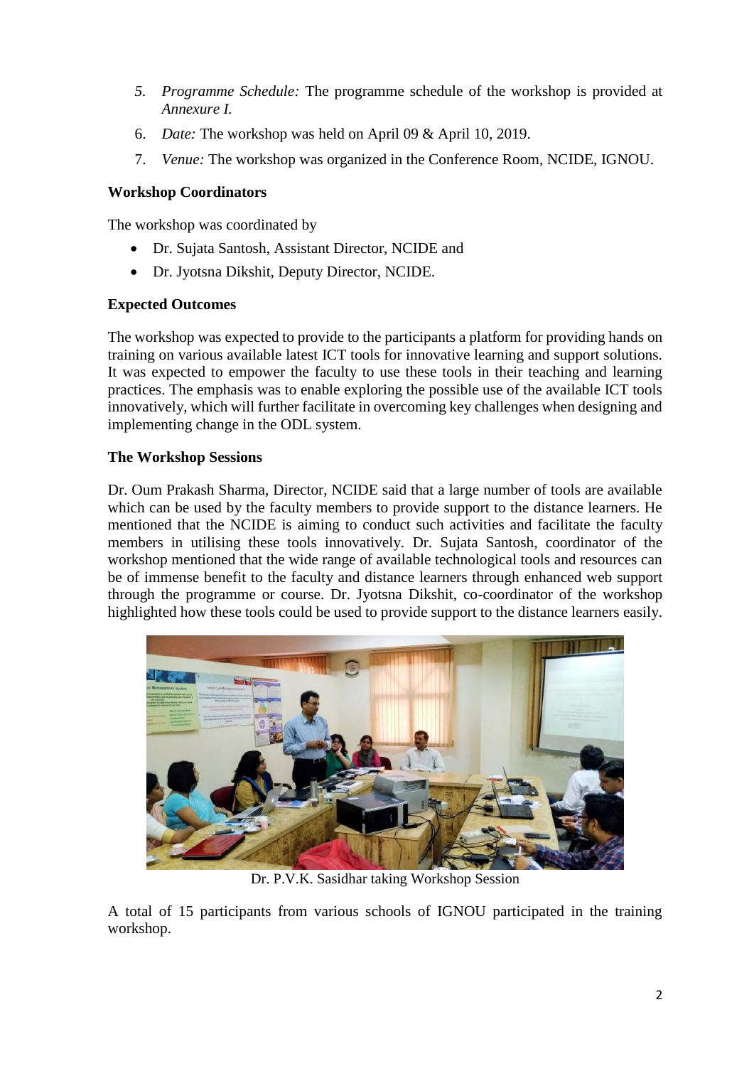5. *Programme Schedule:* The programme schedule of the workshop is provided at *Annexure I.*
6. *Date:* The workshop was held on April 09 & April 10, 2019.
7. *Venue:* The workshop was organized in the Conference Room, NCIDE, IGNOU.

**Workshop Coordinators**

The workshop was coordinated by

- Dr. Sujata Santosh, Assistant Director, NCIDE and
- Dr. Jyotsna Dikshit, Deputy Director, NCIDE.

**Expected Outcomes**

The workshop was expected to provide to the participants a platform for providing hands on training on various available latest ICT tools for innovative learning and support solutions. It was expected to empower the faculty to use these tools in their teaching and learning practices. The emphasis was to enable exploring the possible use of the available ICT tools innovatively, which will further facilitate in overcoming key challenges when designing and implementing change in the ODL system.

**The Workshop Sessions**

Dr. Oum Prakash Sharma, Director, NCIDE said that a large number of tools are available which can be used by the faculty members to provide support to the distance learners. He mentioned that the NCIDE is aiming to conduct such activities and facilitate the faculty members in utilising these tools innovatively. Dr. Sujata Santosh, coordinator of the workshop mentioned that the wide range of available technological tools and resources can be of immense benefit to the faculty and distance learners through enhanced web support through the programme or course. Dr. Jyotsna Dikshit, co-coordinator of the workshop highlighted how these tools could be used to provide support to the distance learners easily.

Dr. P.V.K. Sasidhar taking Workshop Session

A total of 15 participants from various schools of IGNOU participated in the training workshop.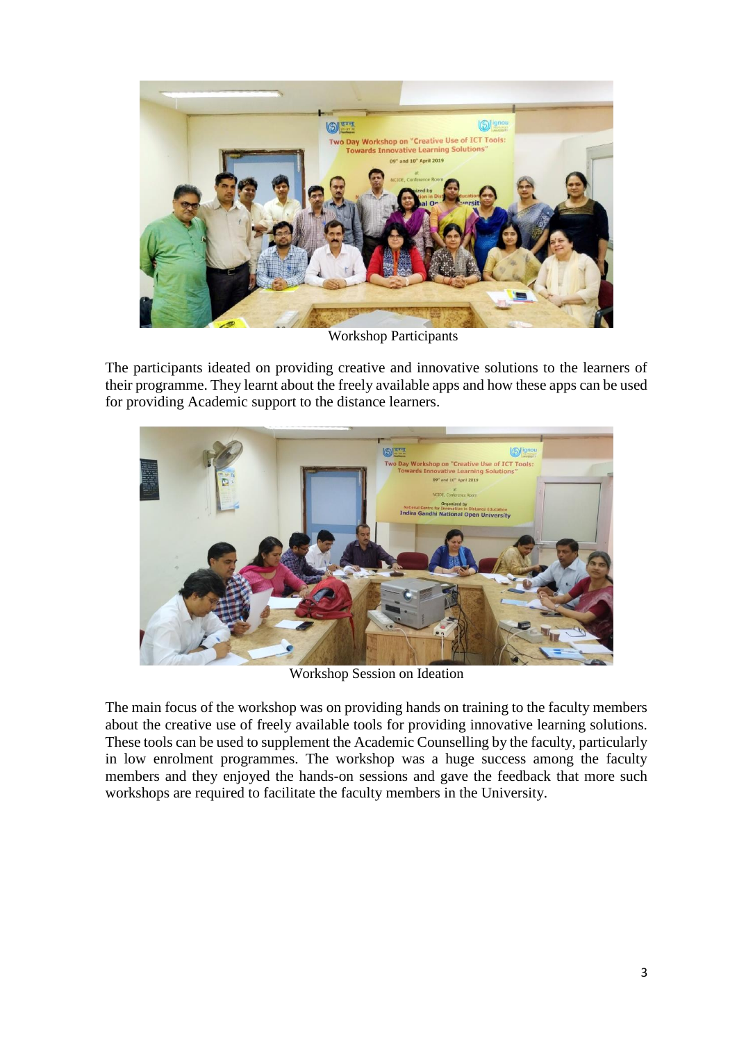Workshop Participants

The participants ideated on providing creative and innovative solutions to the learners of their programme. They learnt about the freely available apps and how these apps can be used for providing Academic support to the distance learners.

Workshop Session on Ideation

The main focus of the workshop was on providing hands on training to the faculty members about the creative use of freely available tools for providing innovative learning solutions. These tools can be used to supplement the Academic Counselling by the faculty, particularly in low enrolment programmes. The workshop was a huge success among the faculty members and they enjoyed the hands-on sessions and gave the feedback that more such workshops are required to facilitate the faculty members in the University.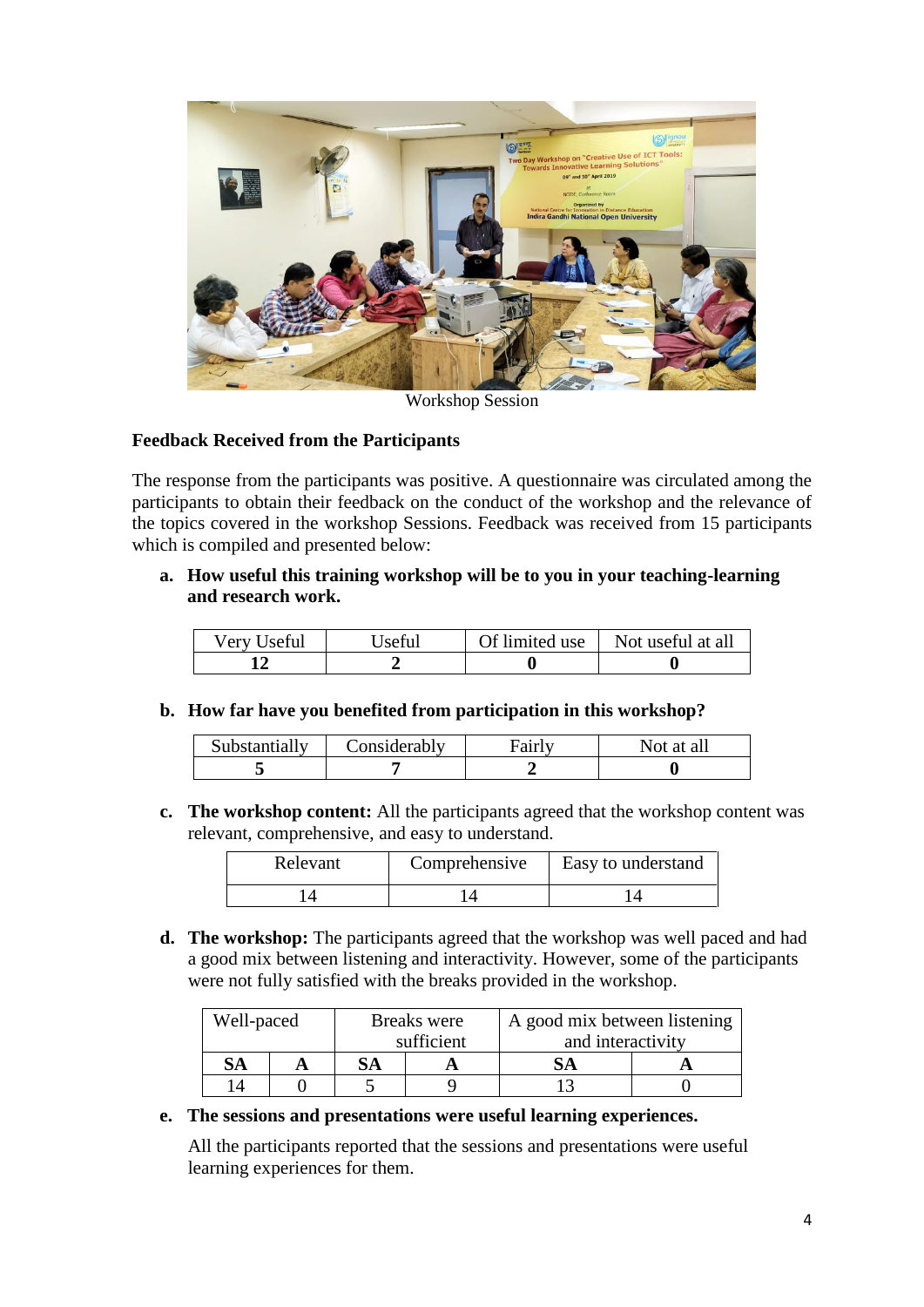Workshop Session

**Feedback Received from the Participants**

The response from the participants was positive. A questionnaire was circulated among the participants to obtain their feedback on the conduct of the workshop and the relevance of the topics covered in the workshop Sessions. Feedback was received from 15 participants which is compiled and presented below:

**a. How useful this training workshop will be to you in your teaching-learning and research work.**

| Very Useful | Useful | Of limited use | Not useful at all |
|---|---|---|---|
| **12** | **2** | **0** | **0** |

**b. How far have you benefited from participation in this workshop?**

| Substantially | Considerably | Fairly | Not at all |
|---|---|---|---|
| **5** | **7** | **2** | **0** |

**c. The workshop content:** All the participants agreed that the workshop content was relevant, comprehensive, and easy to understand.

| Relevant | Comprehensive | Easy to understand |
|---|---|---|
| 14 | 14 | 14 |

**d. The workshop:** The participants agreed that the workshop was well paced and had a good mix between listening and interactivity. However, some of the participants were not fully satisfied with the breaks provided in the workshop.

| Well-paced | | Breaks were sufficient | | A good mix between listening and interactivity | |
|---|---|---|---|---|---|
| **SA** | **A** | **SA** | **A** | **SA** | **A** |
| 14 | 0 | 5 | 9 | 13 | 0 |

**e. The sessions and presentations were useful learning experiences.**

All the participants reported that the sessions and presentations were useful learning experiences for them.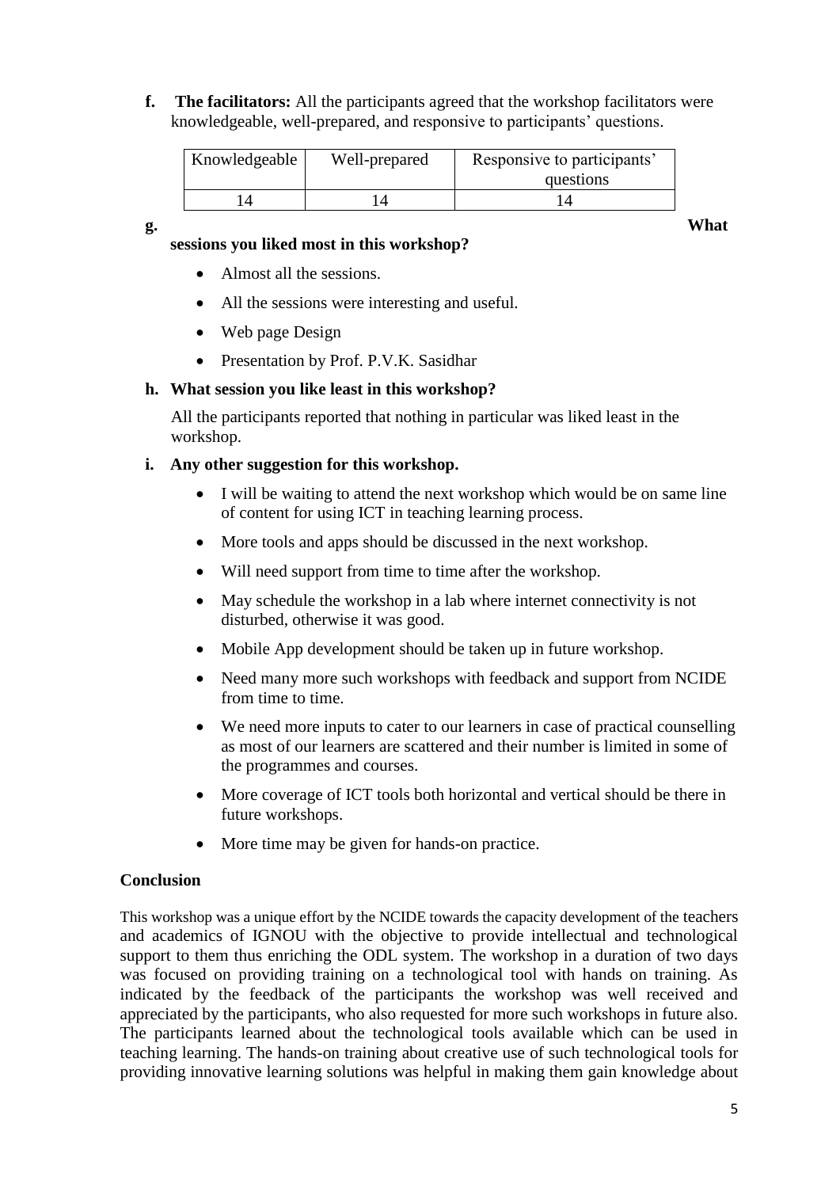**f. The facilitators:** All the participants agreed that the workshop facilitators were knowledgeable, well-prepared, and responsive to participants' questions.

| Knowledgeable | Well-prepared | Responsive to participants' questions |
|---|---|---|
| 14 | 14 | 14 |

**g. What sessions you liked most in this workshop?**

- Almost all the sessions.
- All the sessions were interesting and useful.
- Web page Design
- Presentation by Prof. P.V.K. Sasidhar

**h. What session you like least in this workshop?**

All the participants reported that nothing in particular was liked least in the workshop.

**i. Any other suggestion for this workshop.**

- I will be waiting to attend the next workshop which would be on same line of content for using ICT in teaching learning process.
- More tools and apps should be discussed in the next workshop.
- Will need support from time to time after the workshop.
- May schedule the workshop in a lab where internet connectivity is not disturbed, otherwise it was good.
- Mobile App development should be taken up in future workshop.
- Need many more such workshops with feedback and support from NCIDE from time to time.
- We need more inputs to cater to our learners in case of practical counselling as most of our learners are scattered and their number is limited in some of the programmes and courses.
- More coverage of ICT tools both horizontal and vertical should be there in future workshops.
- More time may be given for hands-on practice.

## Conclusion

This workshop was a unique effort by the NCIDE towards the capacity development of the teachers and academics of IGNOU with the objective to provide intellectual and technological support to them thus enriching the ODL system. The workshop in a duration of two days was focused on providing training on a technological tool with hands on training. As indicated by the feedback of the participants the workshop was well received and appreciated by the participants, who also requested for more such workshops in future also. The participants learned about the technological tools available which can be used in teaching learning. The hands-on training about creative use of such technological tools for providing innovative learning solutions was helpful in making them gain knowledge about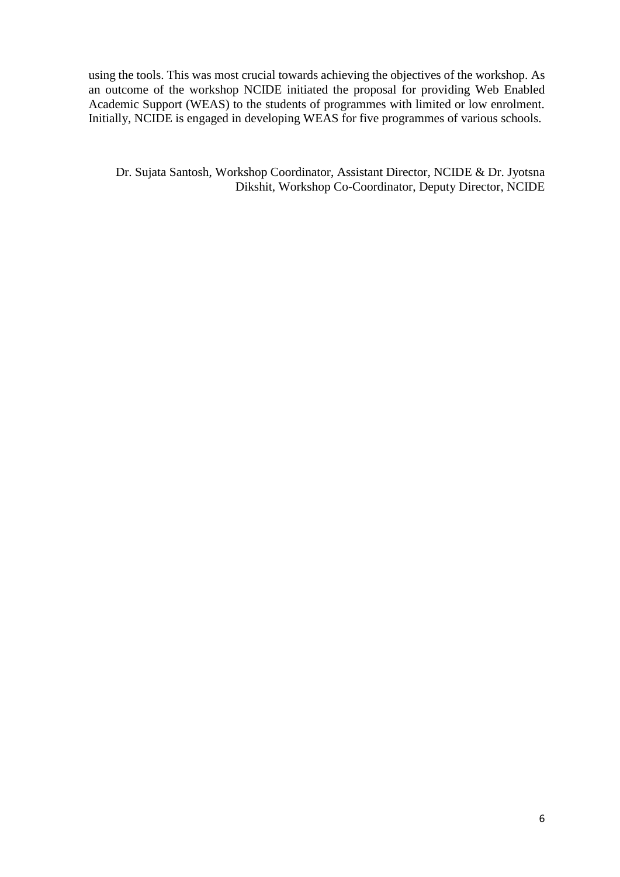using the tools. This was most crucial towards achieving the objectives of the workshop. As an outcome of the workshop NCIDE initiated the proposal for providing Web Enabled Academic Support (WEAS) to the students of programmes with limited or low enrolment. Initially, NCIDE is engaged in developing WEAS for five programmes of various schools.

Dr. Sujata Santosh, Workshop Coordinator, Assistant Director, NCIDE & Dr. Jyotsna Dikshit, Workshop Co-Coordinator, Deputy Director, NCIDE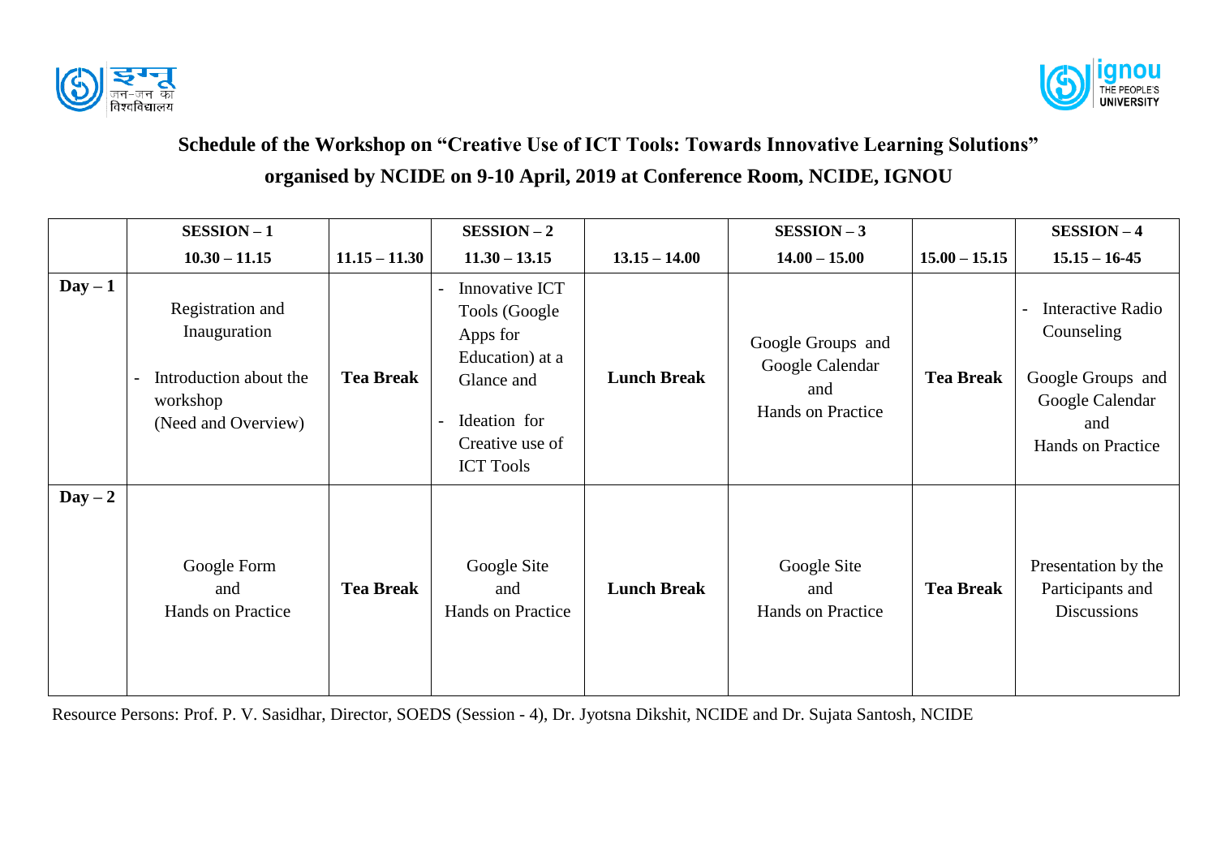## Schedule of the Workshop on "Creative Use of ICT Tools: Towards Innovative Learning Solutions" organised by NCIDE on 9-10 April, 2019 at Conference Room, NCIDE, IGNOU

| | **SESSION – 1** **10.30 – 11.15** | **11.15 – 11.30** | **SESSION – 2** **11.30 – 13.15** | **13.15 – 14.00** | **SESSION – 3** **14.00 – 15.00** | **15.00 – 15.15** | **SESSION – 4** **15.15 – 16-45** |
|---|---|---|---|---|---|---|---|
| **Day – 1** | Registration and Inauguration<br>- Introduction about the workshop (Need and Overview) | **Tea Break** | - Innovative ICT Tools (Google Apps for Education) at a Glance and<br>- Ideation for Creative use of ICT Tools | **Lunch Break** | Google Groups and Google Calendar and Hands on Practice | **Tea Break** | - Interactive Radio Counseling<br>Google Groups and Google Calendar and Hands on Practice |
| **Day – 2** | Google Form and Hands on Practice | **Tea Break** | Google Site and Hands on Practice | **Lunch Break** | Google Site and Hands on Practice | **Tea Break** | Presentation by the Participants and Discussions |

Resource Persons: Prof. P. V. Sasidhar, Director, SOEDS (Session - 4), Dr. Jyotsna Dikshit, NCIDE and Dr. Sujata Santosh, NCIDE